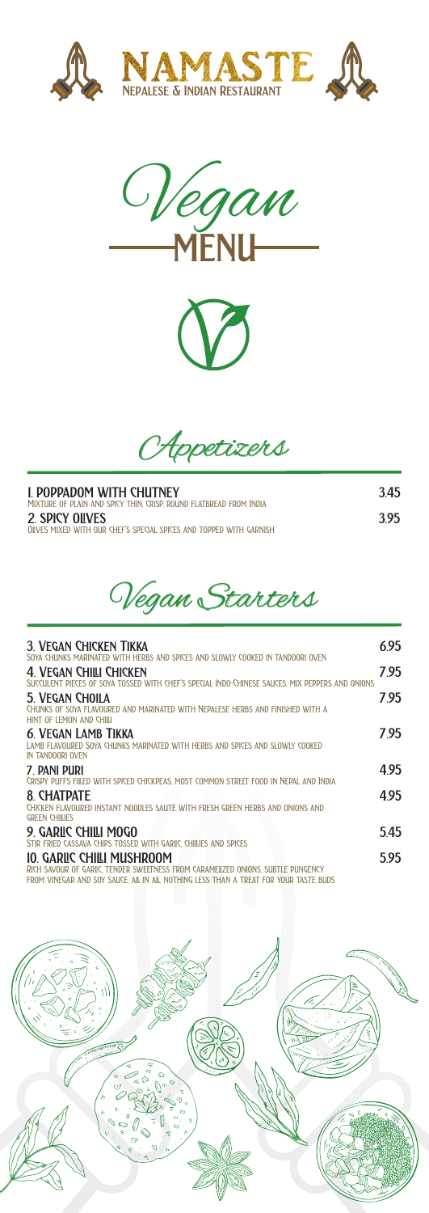# NAMASTE

Nepalese & Indian Restaurant

## *Vegan* MENU

## *Appetizers*

**1. POPPADOM WITH CHUTNEY** 3.45
Mixture of plain and spicy thin, crisp, round flatbread from India

**2. SPICY OLIVES** 3.95
Olives mixed with our chef's special spices and topped with garnish

## *Vegan Starters*

**3. VEGAN CHICKEN TIKKA** 6.95
Soya chunks marinated with herbs and spices and slowly cooked in tandoori oven

**4. VEGAN CHILLI CHICKEN** 7.95
Succulent pieces of soya tossed with chef's special Indo-Chinese sauces, mix peppers and onions

**5. VEGAN CHOILA** 7.95
Chunks of soya flavoured and marinated with Nepalese herbs and finished with a hint of lemon and chili

**6. VEGAN LAMB TIKKA** 7.95
Lamb flavoured soya chunks marinated with herbs and spices and slowly cooked in tandoori oven

**7. PANI PURI** 4.95
Crispy puffs filled with spiced chickpeas, most common street food in Nepal and India

**8. CHATPATE** 4.95
Chicken flavoured instant noodles sauté with fresh green herbs and onions and green chilies

**9. GARLIC CHILLI MOGO** 5.45
Stir fried cassava chips tossed with garlic, chillies and spices

**10. GARLIC CHILLI MUSHROOM** 5.95
Rich savour of garlic, tender sweetness from caramelized onions, subtle pungency from vinegar and soy sauce. All in all, nothing less than a treat for your taste buds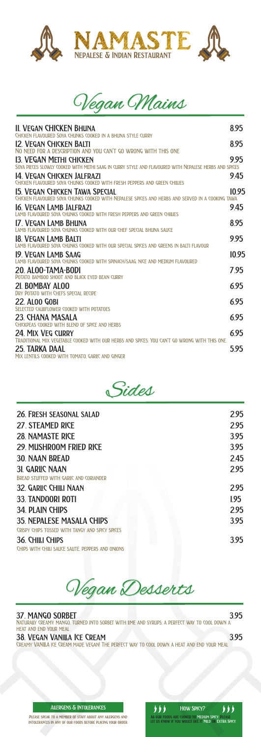# NAMASTE

Nepalese & Indian Restaurant

## Vegan Mains

**11. Vegan Chicken Bhuna** — 8.95
Chicken flavoured soya chunks cooked in a bhuna style curry

**12. Vegan Chicken Balti** — 8.95
No need for a description and you can't go wrong with this one

**13. Vegan Methi Chicken** — 9.95
Soya pieces slowly cooked with methi saag in curry style and flavoured with Nepalese herbs and spices

**14. Vegan Chicken Jalfrazi** — 9.45
Chicken flavoured soya chunks cooked with fresh peppers and green chillies

**15. Vegan Chicken Tawa Special** — 10.95
Chicken flavoured soya chunks cooked with Nepalese spices and herbs and served in a cooking tawa

**16. Vegan Lamb Jalfrazi** — 9.45
Lamb flavoured soya chunks cooked with fresh peppers and green chillies

**17. Vegan Lamb Bhuna** — 8.95
Lamb flavoured soya chunks cooked with our chef special bhuna sauce

**18. Vegan Lamb Balti** — 9.95
Lamb flavoured soya chunks cooked with our special spices and greens in balti flavour

**19. Vegan Lamb Saag** — 10.95
Lamb flavoured soya chunks cooked with spinach/saag, nice and medium flavoured

**20. Aloo-Tama-Bodi** — 7.95
Potato, bamboo shoot and black eyed bean curry

**21. Bombay Aloo** — 6.95
Dry potato with chefs special recipe

**22. Aloo Gobi** — 6.95
Selected cauliflower cooked with potatoes

**23. Chana Masala** — 6.95
Chickpeas cooked with blend of spice and herbs

**24. Mix Veg Curry** — 6.95
Traditional mix vegetable cooked with our herbs and spices. You can't go wrong with this one.

**25. Tarka Daal** — 5.95
Mix lentils cooked with tomato, garlic and ginger

## Sides

**26. Fresh Seasonal Salad** — 2.95

**27. Steamed Rice** — 2.95

**28. Namaste Rice** — 3.95

**29. Mushroom Fried Rice** — 3.95

**30. Naan Bread** — 2.45

**31. Garlic Naan** — 2.95
Bread stuffed with garlic and coriander

**32. Garlic Chilli Naan** — 2.95

**33. Tandoori Roti** — 1.95

**34. Plain Chips** — 2.95

**35. Nepalese Masala Chips** — 3.95
Crispy chips tossed with tangy and spicy spices

**36. Chilli Chips** — 3.95
Chips with chilli sauce saute, peppers and onions

## Vegan Desserts

**37. Mango Sorbet** — 3.95
Naturally creamy mango, turned into sorbet with lime and syrups; a perfect way to cool down a heat and end your meal

**38. Vegan Vanilla Ice Cream** — 3.95
Creamy vanilla ice cream made vegan! The perfect way to cool down a heat and end your meal

**Allergens & Intolerances**
Please speak to a member of staff about any allergens and intolerances in any of our foods before placing your order

**How Spicy?**
All our foods are cooked to Medium Spicy. Please let us know if you would like it Mild or Extra Spicy.